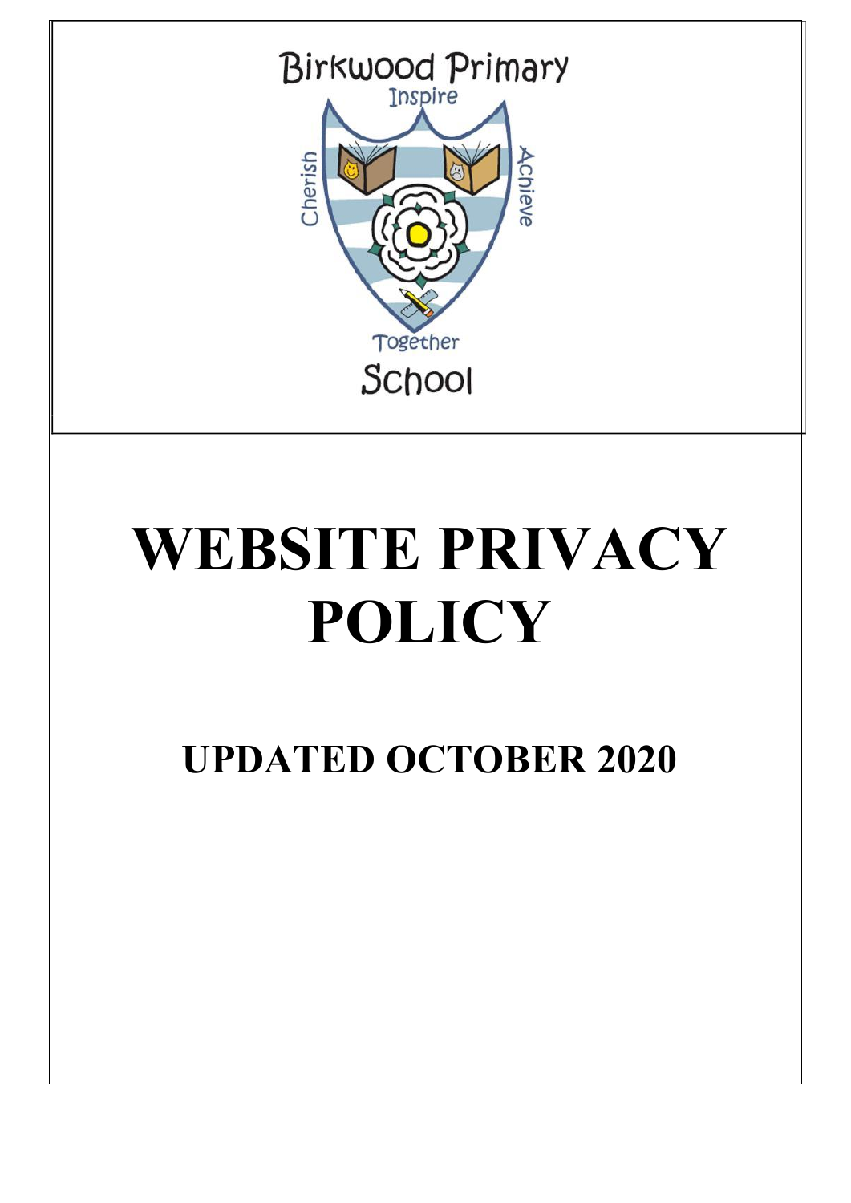Birkwood Primary

Inspire

Cherish

Achieve

Together

School

# WEBSITE PRIVACY POLICY

## UPDATED OCTOBER 2020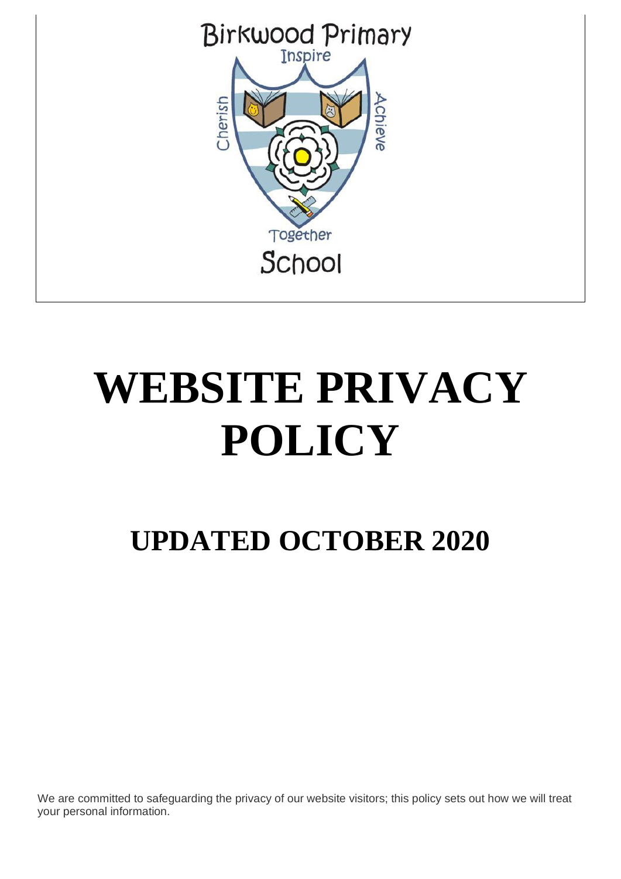Birkwood Primary

Inspire

Cherish

Achieve

Together

School

# WEBSITE PRIVACY POLICY

## UPDATED OCTOBER 2020

We are committed to safeguarding the privacy of our website visitors; this policy sets out how we will treat your personal information.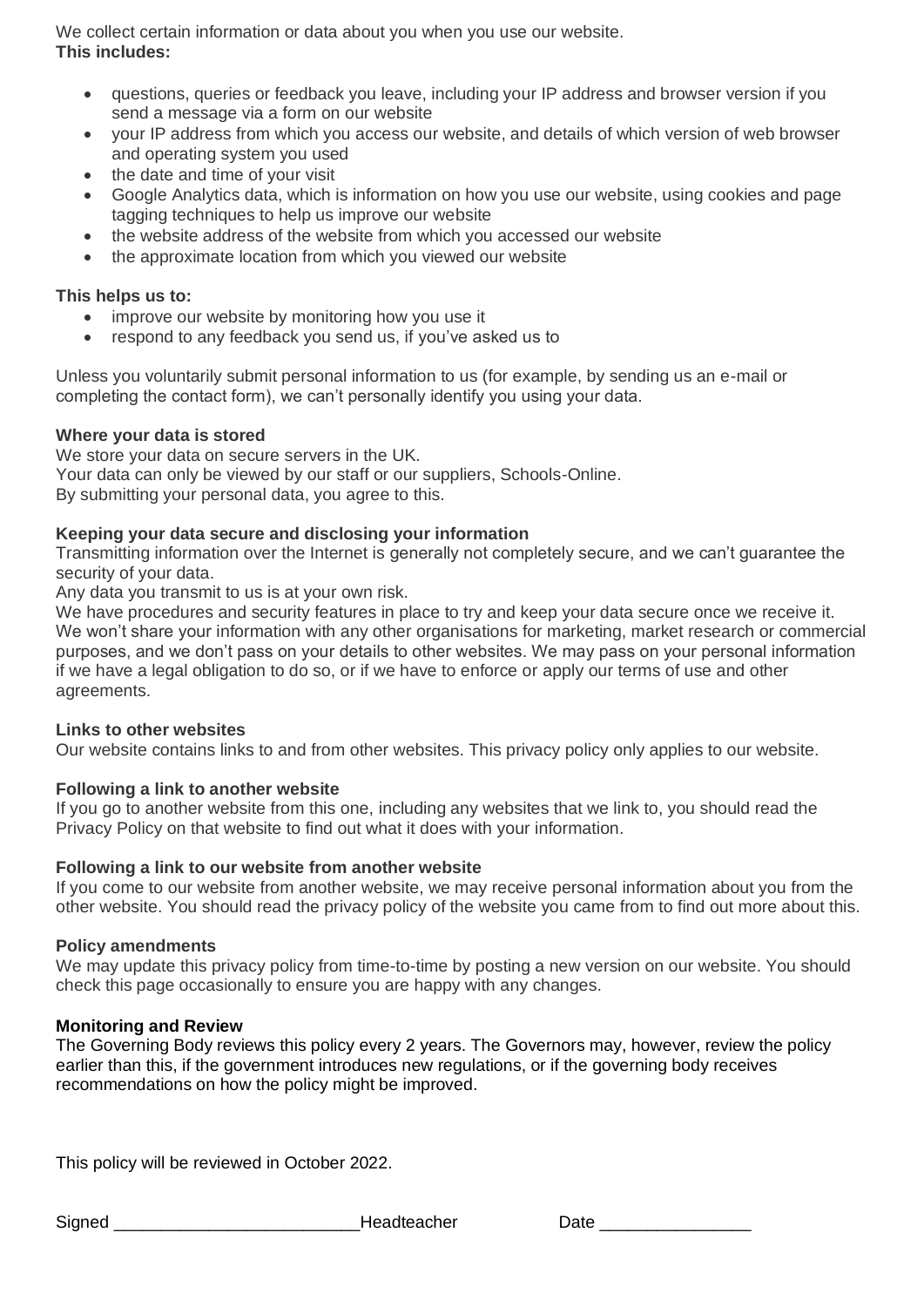We collect certain information or data about you when you use our website.
**This includes:**

- questions, queries or feedback you leave, including your IP address and browser version if you send a message via a form on our website
- your IP address from which you access our website, and details of which version of web browser and operating system you used
- the date and time of your visit
- Google Analytics data, which is information on how you use our website, using cookies and page tagging techniques to help us improve our website
- the website address of the website from which you accessed our website
- the approximate location from which you viewed our website

**This helps us to:**

- improve our website by monitoring how you use it
- respond to any feedback you send us, if you've asked us to

Unless you voluntarily submit personal information to us (for example, by sending us an e-mail or completing the contact form), we can't personally identify you using your data.

**Where your data is stored**

We store your data on secure servers in the UK.
Your data can only be viewed by our staff or our suppliers, Schools-Online.
By submitting your personal data, you agree to this.

**Keeping your data secure and disclosing your information**

Transmitting information over the Internet is generally not completely secure, and we can't guarantee the security of your data.
Any data you transmit to us is at your own risk.
We have procedures and security features in place to try and keep your data secure once we receive it.
We won't share your information with any other organisations for marketing, market research or commercial purposes, and we don't pass on your details to other websites. We may pass on your personal information if we have a legal obligation to do so, or if we have to enforce or apply our terms of use and other agreements.

**Links to other websites**

Our website contains links to and from other websites. This privacy policy only applies to our website.

**Following a link to another website**

If you go to another website from this one, including any websites that we link to, you should read the Privacy Policy on that website to find out what it does with your information.

**Following a link to our website from another website**

If you come to our website from another website, we may receive personal information about you from the other website. You should read the privacy policy of the website you came from to find out more about this.

**Policy amendments**

We may update this privacy policy from time-to-time by posting a new version on our website. You should check this page occasionally to ensure you are happy with any changes.

**Monitoring and Review**

The Governing Body reviews this policy every 2 years. The Governors may, however, review the policy earlier than this, if the government introduces new regulations, or if the governing body receives recommendations on how the policy might be improved.

This policy will be reviewed in October 2022.

Signed _________________________Headteacher Date ________________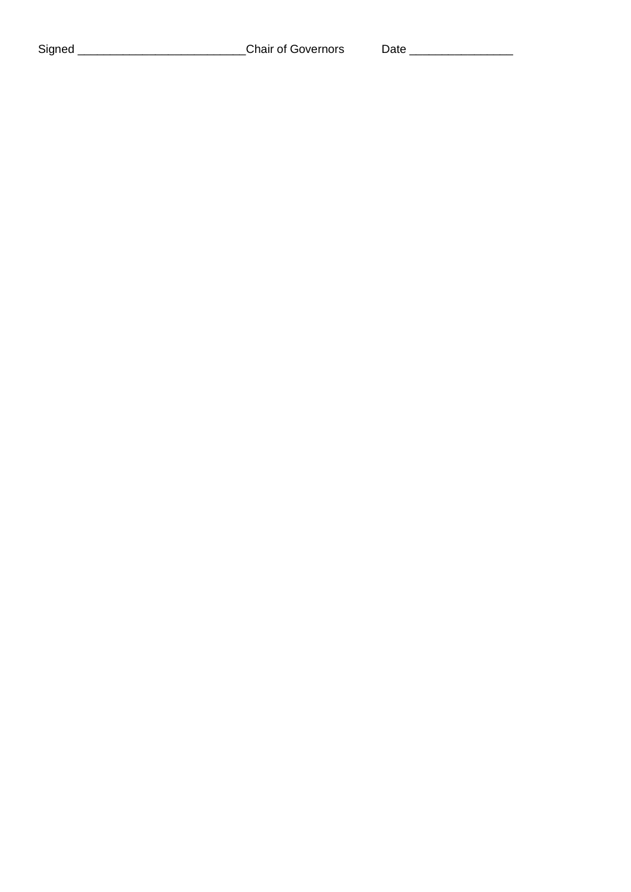Signed __________________________Chair of Governors Date ________________